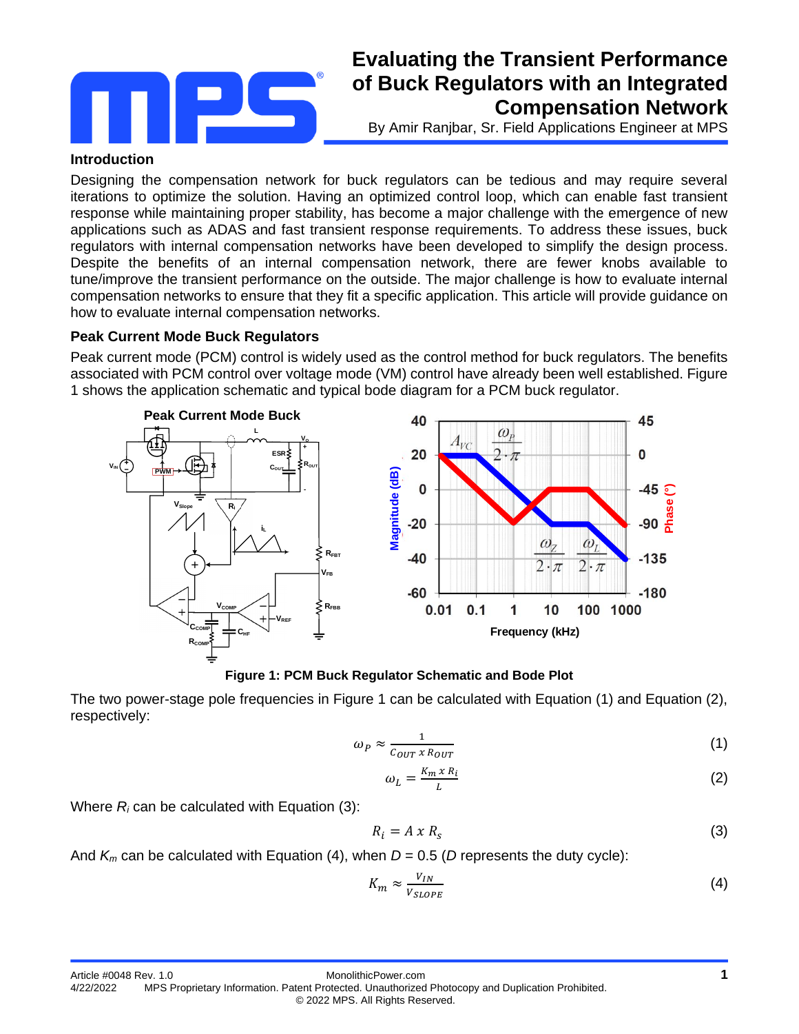# Evaluating the Transient Performance of Buck Regulators with an Integrated Compensation Network

By Amir Ranjbar, Sr. Field Applications Engineer at MPS

### Introduction

Designing the compensation network for buck regulators can be tedious and may require several iterations to optimize the solution. Having an optimized control loop, which can enable fast transient response while maintaining proper stability, has become a major challenge with the emergence of new applications such as ADAS and fast transient response requirements. To address these issues, buck regulators with internal compensation networks have been developed to simplify the design process. Despite the benefits of an internal compensation network, there are fewer knobs available to tune/improve the transient performance on the outside. The major challenge is how to evaluate internal compensation networks to ensure that they fit a specific application. This article will provide guidance on how to evaluate internal compensation networks.

### Peak Current Mode Buck Regulators

Peak current mode (PCM) control is widely used as the control method for buck regulators. The benefits associated with PCM control over voltage mode (VM) control have already been well established. Figure 1 shows the application schematic and typical bode diagram for a PCM buck regulator.

**Figure 1: PCM Buck Regulator Schematic and Bode Plot**

The two power-stage pole frequencies in Figure 1 can be calculated with Equation (1) and Equation (2), respectively:

$$\omega_P \approx \frac{1}{C_{OUT} \times R_{OUT}} \tag{1}$$

$$\omega_L = \frac{K_m \times R_i}{L} \tag{2}$$

Where $R_i$ can be calculated with Equation (3):

$$R_i = A \times R_s \tag{3}$$

And $K_m$ can be calculated with Equation (4), when $D = 0.5$ ($D$ represents the duty cycle):

$$K_m \approx \frac{V_{IN}}{V_{SLOPE}} \tag{4}$$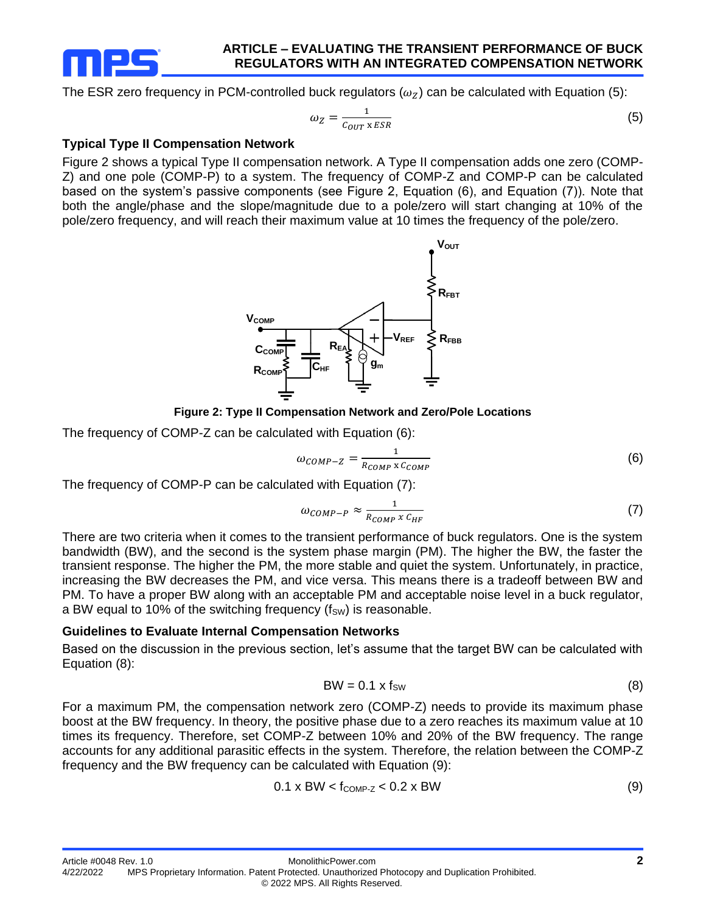The ESR zero frequency in PCM-controlled buck regulators ($\omega_Z$) can be calculated with Equation (5):

$$\omega_Z = \frac{1}{C_{OUT} \text{ x } ESR} \tag{5}$$

### Typical Type II Compensation Network

Figure 2 shows a typical Type II compensation network. A Type II compensation adds one zero (COMP-Z) and one pole (COMP-P) to a system. The frequency of COMP-Z and COMP-P can be calculated based on the system's passive components (see Figure 2, Equation (6), and Equation (7)). Note that both the angle/phase and the slope/magnitude due to a pole/zero will start changing at 10% of the pole/zero frequency, and will reach their maximum value at 10 times the frequency of the pole/zero.

**Figure 2: Type II Compensation Network and Zero/Pole Locations**

The frequency of COMP-Z can be calculated with Equation (6):

$$\omega_{COMP-Z} = \frac{1}{R_{COMP} \text{ x } C_{COMP}} \tag{6}$$

The frequency of COMP-P can be calculated with Equation (7):

$$\omega_{COMP-P} \approx \frac{1}{R_{COMP} \text{ x } C_{HF}} \tag{7}$$

There are two criteria when it comes to the transient performance of buck regulators. One is the system bandwidth (BW), and the second is the system phase margin (PM). The higher the BW, the faster the transient response. The higher the PM, the more stable and quiet the system. Unfortunately, in practice, increasing the BW decreases the PM, and vice versa. This means there is a tradeoff between BW and PM. To have a proper BW along with an acceptable PM and acceptable noise level in a buck regulator, a BW equal to 10% of the switching frequency ($f_{SW}$) is reasonable.

### Guidelines to Evaluate Internal Compensation Networks

Based on the discussion in the previous section, let's assume that the target BW can be calculated with Equation (8):

$$BW = 0.1 \text{ x } f_{SW} \tag{8}$$

For a maximum PM, the compensation network zero (COMP-Z) needs to provide its maximum phase boost at the BW frequency. In theory, the positive phase due to a zero reaches its maximum value at 10 times its frequency. Therefore, set COMP-Z between 10% and 20% of the BW frequency. The range accounts for any additional parasitic effects in the system. Therefore, the relation between the COMP-Z frequency and the BW frequency can be calculated with Equation (9):

$$0.1 \text{ x } BW < f_{COMP-Z} < 0.2 \text{ x } BW \tag{9}$$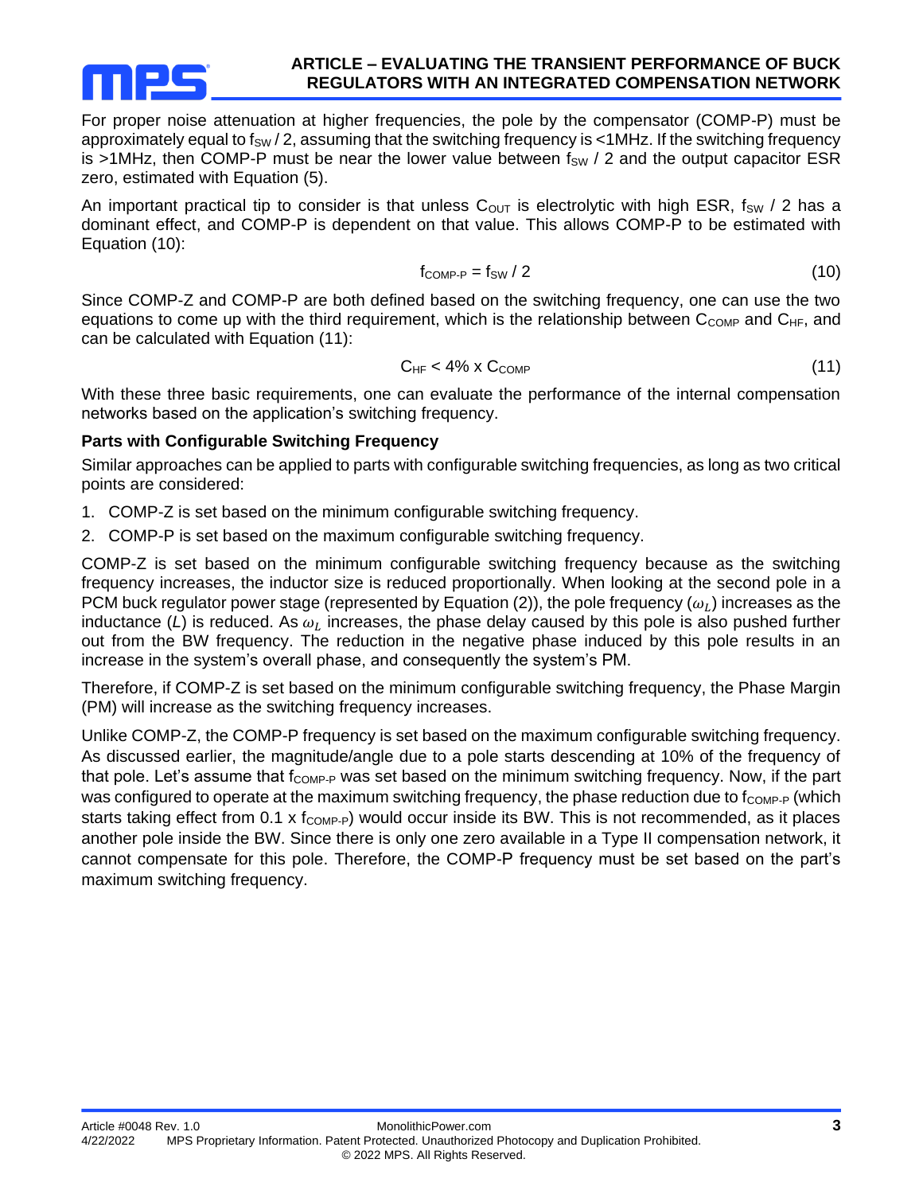For proper noise attenuation at higher frequencies, the pole by the compensator (COMP-P) must be approximately equal to $f_{SW} / 2$, assuming that the switching frequency is <1MHz. If the switching frequency is >1MHz, then COMP-P must be near the lower value between $f_{SW} / 2$ and the output capacitor ESR zero, estimated with Equation (5).

An important practical tip to consider is that unless $C_{OUT}$ is electrolytic with high ESR, $f_{SW} / 2$ has a dominant effect, and COMP-P is dependent on that value. This allows COMP-P to be estimated with Equation (10):

$$f_{COMP\text{-}P} = f_{SW} / 2 \tag{10}$$

Since COMP-Z and COMP-P are both defined based on the switching frequency, one can use the two equations to come up with the third requirement, which is the relationship between $C_{COMP}$ and $C_{HF}$, and can be calculated with Equation (11):

$$C_{HF} < 4\% \times C_{COMP} \tag{11}$$

With these three basic requirements, one can evaluate the performance of the internal compensation networks based on the application's switching frequency.

**Parts with Configurable Switching Frequency**

Similar approaches can be applied to parts with configurable switching frequencies, as long as two critical points are considered:

1. COMP-Z is set based on the minimum configurable switching frequency.
2. COMP-P is set based on the maximum configurable switching frequency.

COMP-Z is set based on the minimum configurable switching frequency because as the switching frequency increases, the inductor size is reduced proportionally. When looking at the second pole in a PCM buck regulator power stage (represented by Equation (2)), the pole frequency ($\omega_L$) increases as the inductance ($L$) is reduced. As $\omega_L$ increases, the phase delay caused by this pole is also pushed further out from the BW frequency. The reduction in the negative phase induced by this pole results in an increase in the system's overall phase, and consequently the system's PM.

Therefore, if COMP-Z is set based on the minimum configurable switching frequency, the Phase Margin (PM) will increase as the switching frequency increases.

Unlike COMP-Z, the COMP-P frequency is set based on the maximum configurable switching frequency. As discussed earlier, the magnitude/angle due to a pole starts descending at 10% of the frequency of that pole. Let's assume that $f_{COMP\text{-}P}$ was set based on the minimum switching frequency. Now, if the part was configured to operate at the maximum switching frequency, the phase reduction due to $f_{COMP\text{-}P}$ (which starts taking effect from $0.1 \times f_{COMP\text{-}P}$) would occur inside its BW. This is not recommended, as it places another pole inside the BW. Since there is only one zero available in a Type II compensation network, it cannot compensate for this pole. Therefore, the COMP-P frequency must be set based on the part's maximum switching frequency.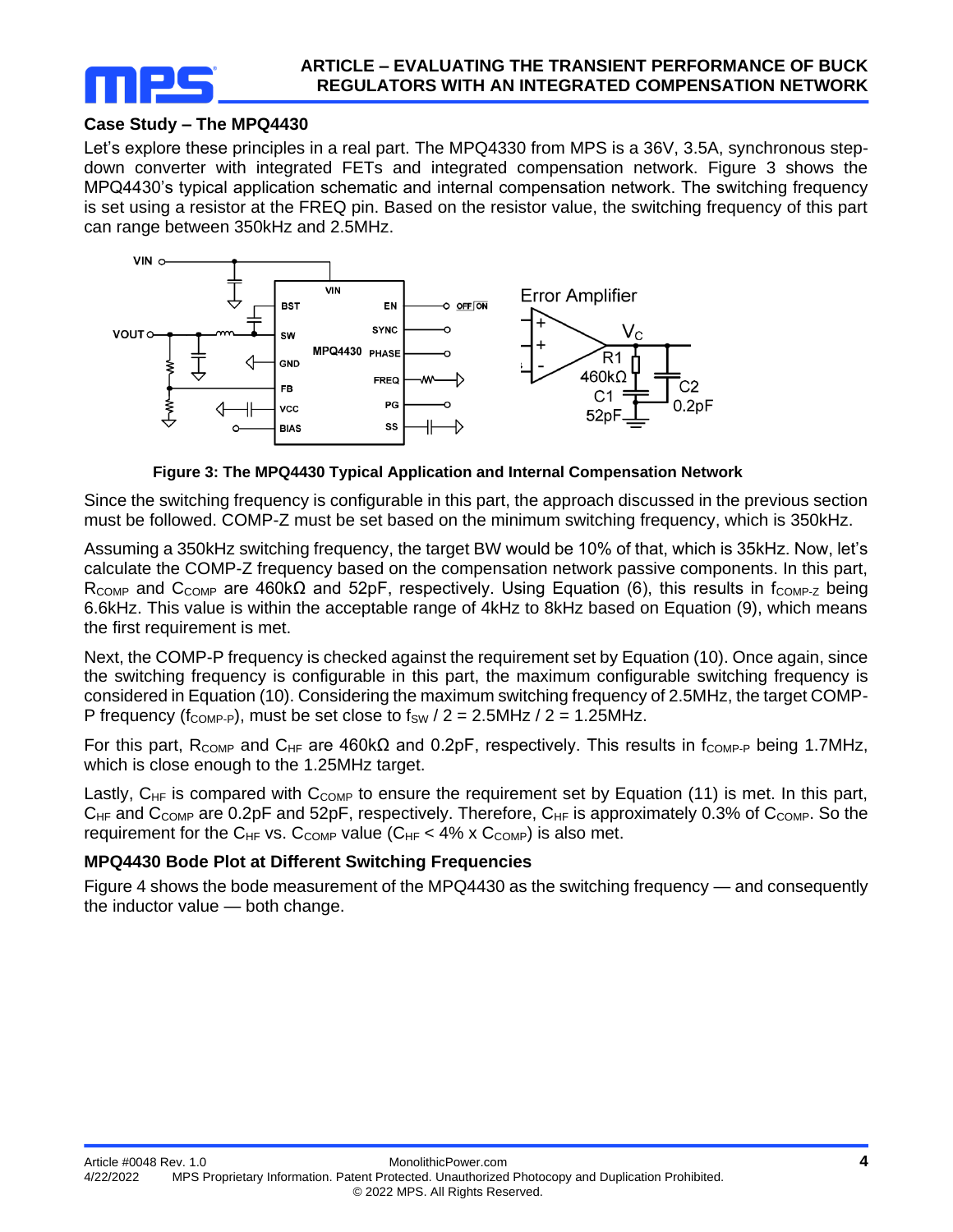## Case Study – The MPQ4430

Let's explore these principles in a real part. The MPQ4330 from MPS is a 36V, 3.5A, synchronous step-down converter with integrated FETs and integrated compensation network. Figure 3 shows the MPQ4430's typical application schematic and internal compensation network. The switching frequency is set using a resistor at the FREQ pin. Based on the resistor value, the switching frequency of this part can range between 350kHz and 2.5MHz.

**Figure 3: The MPQ4430 Typical Application and Internal Compensation Network**

Since the switching frequency is configurable in this part, the approach discussed in the previous section must be followed. COMP-Z must be set based on the minimum switching frequency, which is 350kHz.

Assuming a 350kHz switching frequency, the target BW would be 10% of that, which is 35kHz. Now, let's calculate the COMP-Z frequency based on the compensation network passive components. In this part, $R_{COMP}$ and $C_{COMP}$ are 460kΩ and 52pF, respectively. Using Equation (6), this results in $f_{COMP-Z}$ being 6.6kHz. This value is within the acceptable range of 4kHz to 8kHz based on Equation (9), which means the first requirement is met.

Next, the COMP-P frequency is checked against the requirement set by Equation (10). Once again, since the switching frequency is configurable in this part, the maximum configurable switching frequency is considered in Equation (10). Considering the maximum switching frequency of 2.5MHz, the target COMP-P frequency ($f_{COMP-P}$), must be set close to $f_{SW}$ / 2 = 2.5MHz / 2 = 1.25MHz.

For this part, $R_{COMP}$ and $C_{HF}$ are 460kΩ and 0.2pF, respectively. This results in $f_{COMP-P}$ being 1.7MHz, which is close enough to the 1.25MHz target.

Lastly, $C_{HF}$ is compared with $C_{COMP}$ to ensure the requirement set by Equation (11) is met. In this part, $C_{HF}$ and $C_{COMP}$ are 0.2pF and 52pF, respectively. Therefore, $C_{HF}$ is approximately 0.3% of $C_{COMP}$. So the requirement for the $C_{HF}$ vs. $C_{COMP}$ value ($C_{HF}$ < 4% x $C_{COMP}$) is also met.

## MPQ4430 Bode Plot at Different Switching Frequencies

Figure 4 shows the bode measurement of the MPQ4430 as the switching frequency — and consequently the inductor value — both change.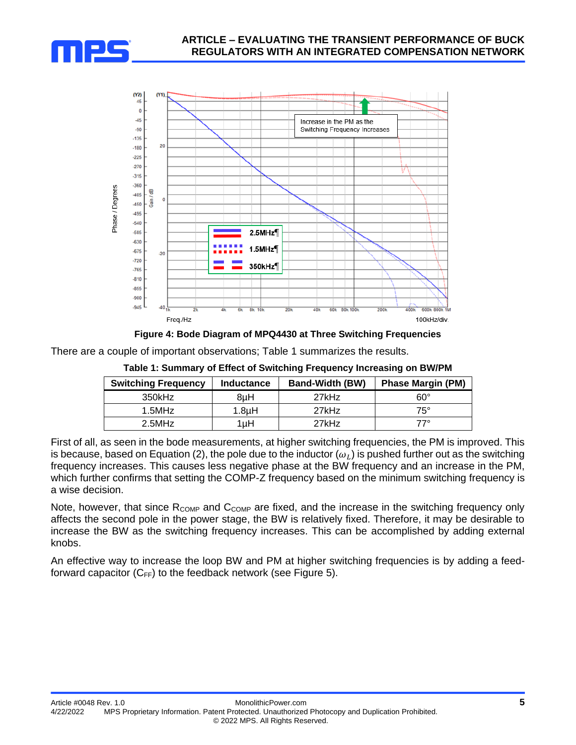**Figure 4: Bode Diagram of MPQ4430 at Three Switching Frequencies**

There are a couple of important observations; Table 1 summarizes the results.

**Table 1: Summary of Effect of Switching Frequency Increasing on BW/PM**

| Switching Frequency | Inductance | Band-Width (BW) | Phase Margin (PM) |
|---|---|---|---|
| 350kHz | 8µH | 27kHz | 60° |
| 1.5MHz | 1.8µH | 27kHz | 75° |
| 2.5MHz | 1µH | 27kHz | 77° |

First of all, as seen in the bode measurements, at higher switching frequencies, the PM is improved. This is because, based on Equation (2), the pole due to the inductor ($\omega_L$) is pushed further out as the switching frequency increases. This causes less negative phase at the BW frequency and an increase in the PM, which further confirms that setting the COMP-Z frequency based on the minimum switching frequency is a wise decision.

Note, however, that since $R_{COMP}$ and $C_{COMP}$ are fixed, and the increase in the switching frequency only affects the second pole in the power stage, the BW is relatively fixed. Therefore, it may be desirable to increase the BW as the switching frequency increases. This can be accomplished by adding external knobs.

An effective way to increase the loop BW and PM at higher switching frequencies is by adding a feed-forward capacitor ($C_{FF}$) to the feedback network (see Figure 5).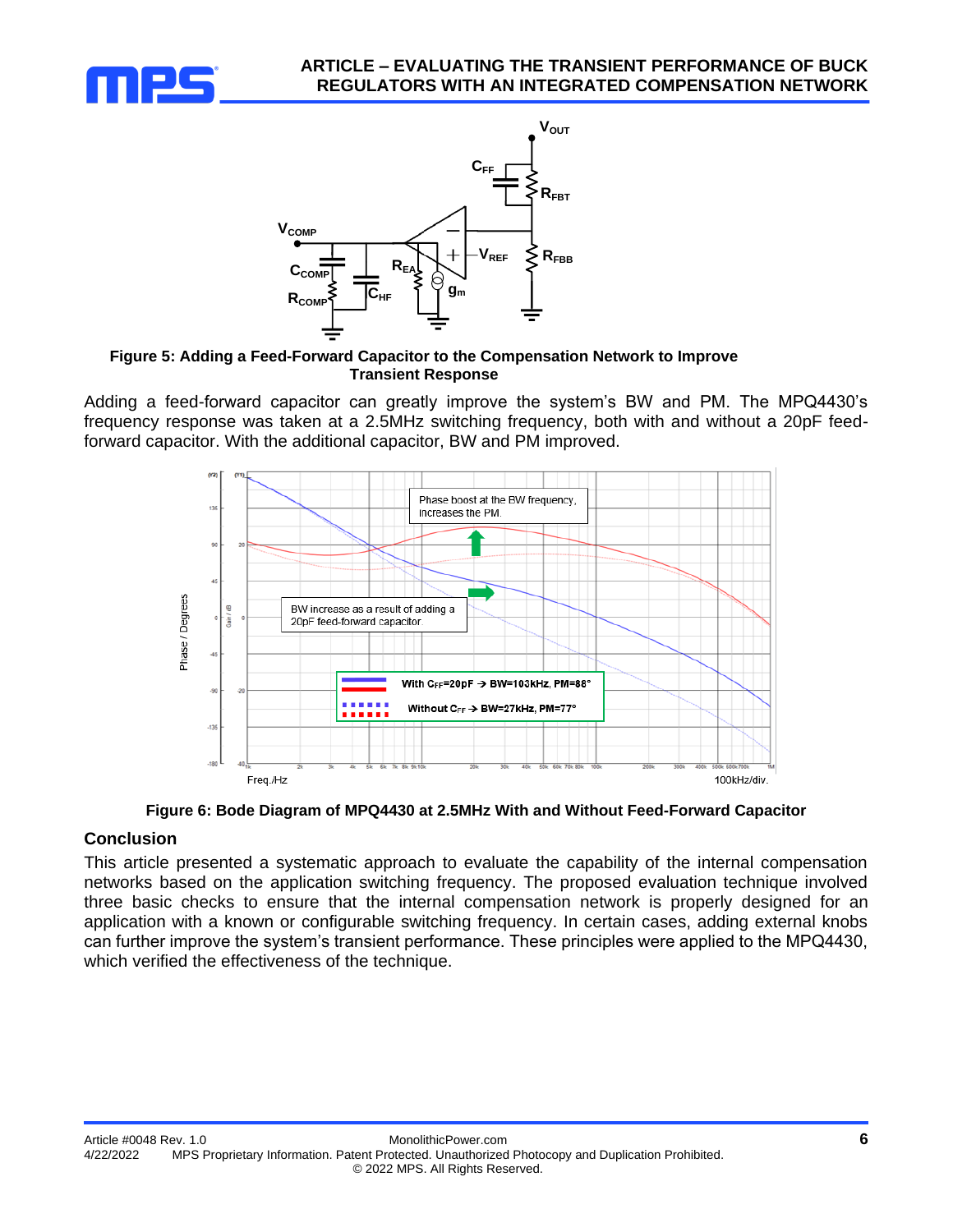$V_{OUT}$

$C_{FF}$

$R_{FBT}$

$V_{COMP}$

$C_{COMP}$

$R_{COMP}$

$C_{HF}$

$R_{EA}$

$g_m$

$V_{REF}$

$R_{FBB}$

**Figure 5: Adding a Feed-Forward Capacitor to the Compensation Network to Improve Transient Response**

Adding a feed-forward capacitor can greatly improve the system's BW and PM. The MPQ4430's frequency response was taken at a 2.5MHz switching frequency, both with and without a 20pF feed-forward capacitor. With the additional capacitor, BW and PM improved.

Phase boost at the BW frequency, increases the PM.

BW increase as a result of adding a 20pF feed-forward capacitor

With $C_{FF}$=20pF → BW=103kHz, PM=88°

Without $C_{FF}$ → BW=27kHz, PM=77°

Phase / Degrees

Gain / dB

Freq./Hz

100kHz/div.

**Figure 6: Bode Diagram of MPQ4430 at 2.5MHz With and Without Feed-Forward Capacitor**

## Conclusion

This article presented a systematic approach to evaluate the capability of the internal compensation networks based on the application switching frequency. The proposed evaluation technique involved three basic checks to ensure that the internal compensation network is properly designed for an application with a known or configurable switching frequency. In certain cases, adding external knobs can further improve the system's transient performance. These principles were applied to the MPQ4430, which verified the effectiveness of the technique.